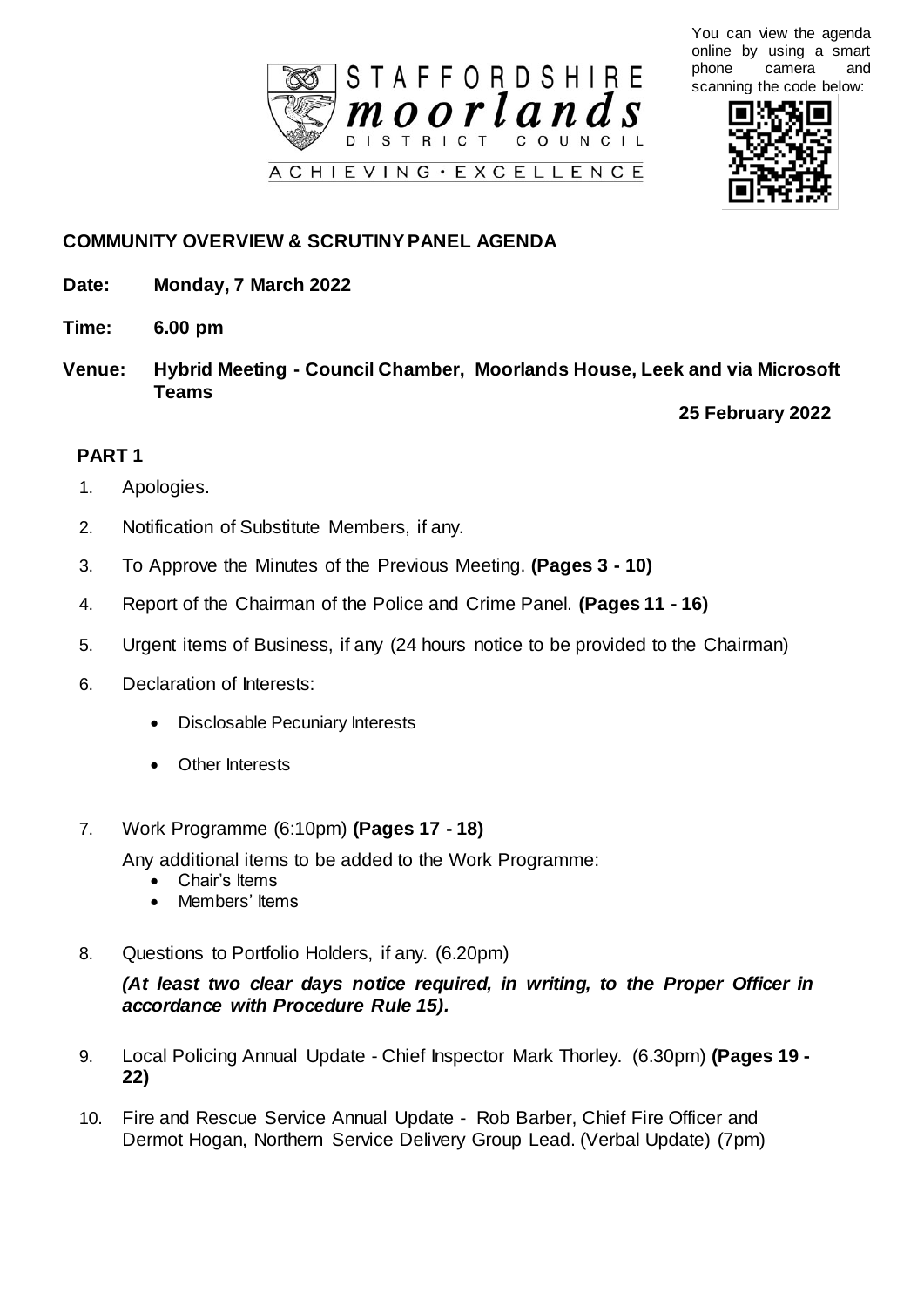STAFFORDSHIRE
**moorlands**
DISTRICT COUNCIL

ACHIEVING • EXCELLENCE

You can view the agenda online by using a smart phone camera and scanning the code below:

## COMMUNITY OVERVIEW & SCRUTINY PANEL AGENDA

**Date:** **Monday, 7 March 2022**

**Time:** **6.00 pm**

**Venue:** **Hybrid Meeting - Council Chamber, Moorlands House, Leek and via Microsoft Teams**

**25 February 2022**

### PART 1

1. Apologies.
2. Notification of Substitute Members, if any.
3. To Approve the Minutes of the Previous Meeting. **(Pages 3 - 10)**
4. Report of the Chairman of the Police and Crime Panel. **(Pages 11 - 16)**
5. Urgent items of Business, if any (24 hours notice to be provided to the Chairman)
6. Declaration of Interests:
   - Disclosable Pecuniary Interests
   - Other Interests
7. Work Programme (6:10pm) **(Pages 17 - 18)**

   Any additional items to be added to the Work Programme:
   - Chair's Items
   - Members' Items
8. Questions to Portfolio Holders, if any. (6.20pm)

   ***(At least two clear days notice required, in writing, to the Proper Officer in accordance with Procedure Rule 15).***
9. Local Policing Annual Update - Chief Inspector Mark Thorley. (6.30pm) **(Pages 19 - 22)**
10. Fire and Rescue Service Annual Update - Rob Barber, Chief Fire Officer and Dermot Hogan, Northern Service Delivery Group Lead. (Verbal Update) (7pm)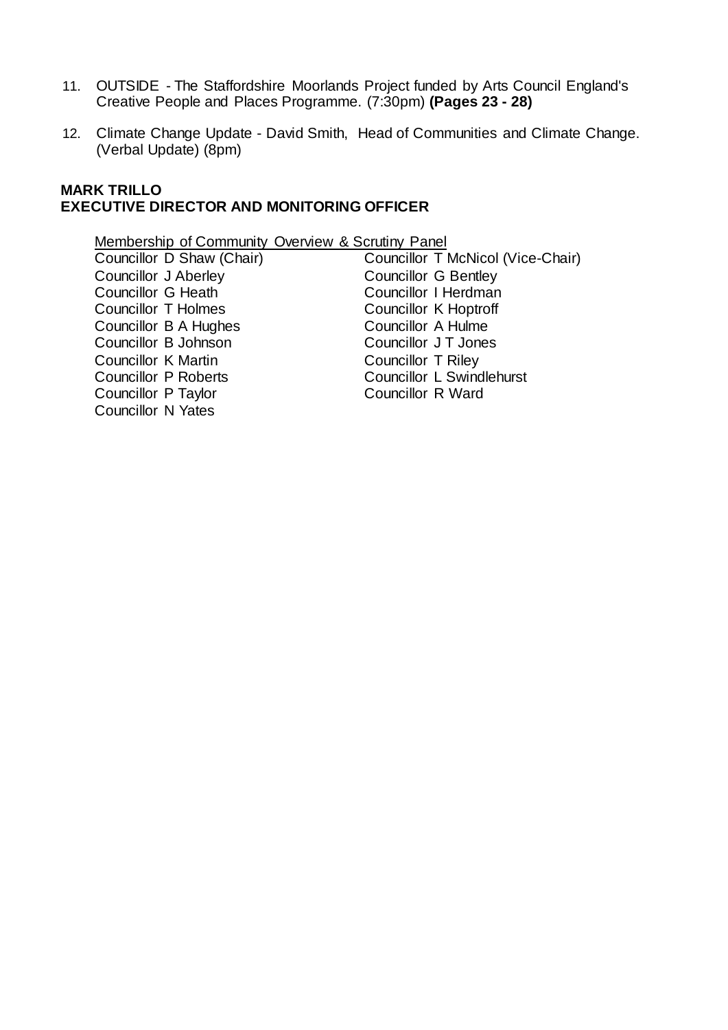11. OUTSIDE - The Staffordshire Moorlands Project funded by Arts Council England's Creative People and Places Programme. (7:30pm) **(Pages 23 - 28)**

12. Climate Change Update - David Smith, Head of Communities and Climate Change. (Verbal Update) (8pm)

**MARK TRILLO**
**EXECUTIVE DIRECTOR AND MONITORING OFFICER**

Membership of Community Overview & Scrutiny Panel

| | |
|---|---|
| Councillor D Shaw (Chair) | Councillor T McNicol (Vice-Chair) |
| Councillor J Aberley | Councillor G Bentley |
| Councillor G Heath | Councillor I Herdman |
| Councillor T Holmes | Councillor K Hoptroff |
| Councillor B A Hughes | Councillor A Hulme |
| Councillor B Johnson | Councillor J T Jones |
| Councillor K Martin | Councillor T Riley |
| Councillor P Roberts | Councillor L Swindlehurst |
| Councillor P Taylor | Councillor R Ward |
| Councillor N Yates | |